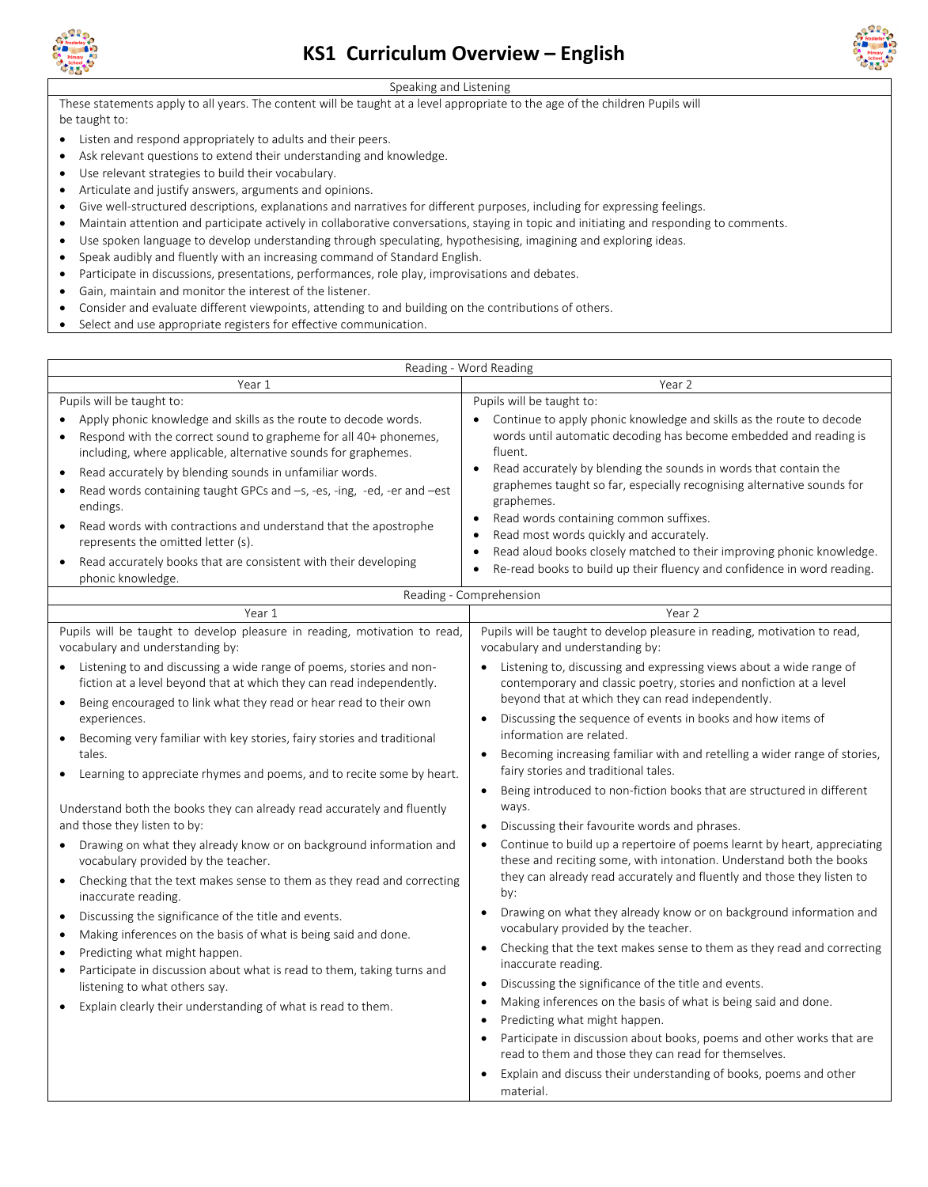# KS1 Curriculum Overview – English

## Speaking and Listening

These statements apply to all years. The content will be taught at a level appropriate to the age of the children Pupils will be taught to:

- Listen and respond appropriately to adults and their peers.
- Ask relevant questions to extend their understanding and knowledge.
- Use relevant strategies to build their vocabulary.
- Articulate and justify answers, arguments and opinions.
- Give well-structured descriptions, explanations and narratives for different purposes, including for expressing feelings.
- Maintain attention and participate actively in collaborative conversations, staying in topic and initiating and responding to comments.
- Use spoken language to develop understanding through speculating, hypothesising, imagining and exploring ideas.
- Speak audibly and fluently with an increasing command of Standard English.
- Participate in discussions, presentations, performances, role play, improvisations and debates.
- Gain, maintain and monitor the interest of the listener.
- Consider and evaluate different viewpoints, attending to and building on the contributions of others.
- Select and use appropriate registers for effective communication.

## Reading - Word Reading

| Year 1 | Year 2 |
|---|---|
| Pupils will be taught to:<br>• Apply phonic knowledge and skills as the route to decode words.<br>• Respond with the correct sound to grapheme for all 40+ phonemes, including, where applicable, alternative sounds for graphemes.<br>• Read accurately by blending sounds in unfamiliar words.<br>• Read words containing taught GPCs and –s, -es, -ing, -ed, -er and –est endings.<br>• Read words with contractions and understand that the apostrophe represents the omitted letter (s).<br>• Read accurately books that are consistent with their developing phonic knowledge. | Pupils will be taught to:<br>• Continue to apply phonic knowledge and skills as the route to decode words until automatic decoding has become embedded and reading is fluent.<br>• Read accurately by blending the sounds in words that contain the graphemes taught so far, especially recognising alternative sounds for graphemes.<br>• Read words containing common suffixes.<br>• Read most words quickly and accurately.<br>• Read aloud books closely matched to their improving phonic knowledge.<br>• Re-read books to build up their fluency and confidence in word reading. |

## Reading - Comprehension

| Year 1 | Year 2 |
|---|---|
| Pupils will be taught to develop pleasure in reading, motivation to read, vocabulary and understanding by:<br>• Listening to and discussing a wide range of poems, stories and non-fiction at a level beyond that at which they can read independently.<br>• Being encouraged to link what they read or hear read to their own experiences.<br>• Becoming very familiar with key stories, fairy stories and traditional tales.<br>• Learning to appreciate rhymes and poems, and to recite some by heart.<br><br>Understand both the books they can already read accurately and fluently and those they listen to by:<br>• Drawing on what they already know or on background information and vocabulary provided by the teacher.<br>• Checking that the text makes sense to them as they read and correcting inaccurate reading.<br>• Discussing the significance of the title and events.<br>• Making inferences on the basis of what is being said and done.<br>• Predicting what might happen.<br>• Participate in discussion about what is read to them, taking turns and listening to what others say.<br>• Explain clearly their understanding of what is read to them. | Pupils will be taught to develop pleasure in reading, motivation to read, vocabulary and understanding by:<br>• Listening to, discussing and expressing views about a wide range of contemporary and classic poetry, stories and nonfiction at a level beyond that at which they can read independently.<br>• Discussing the sequence of events in books and how items of information are related.<br>• Becoming increasing familiar with and retelling a wider range of stories, fairy stories and traditional tales.<br>• Being introduced to non-fiction books that are structured in different ways.<br>• Discussing their favourite words and phrases.<br>• Continue to build up a repertoire of poems learnt by heart, appreciating these and reciting some, with intonation. Understand both the books they can already read accurately and fluently and those they listen to by:<br>• Drawing on what they already know or on background information and vocabulary provided by the teacher.<br>• Checking that the text makes sense to them as they read and correcting inaccurate reading.<br>• Discussing the significance of the title and events.<br>• Making inferences on the basis of what is being said and done.<br>• Predicting what might happen.<br>• Participate in discussion about books, poems and other works that are read to them and those they can read for themselves.<br>• Explain and discuss their understanding of books, poems and other material. |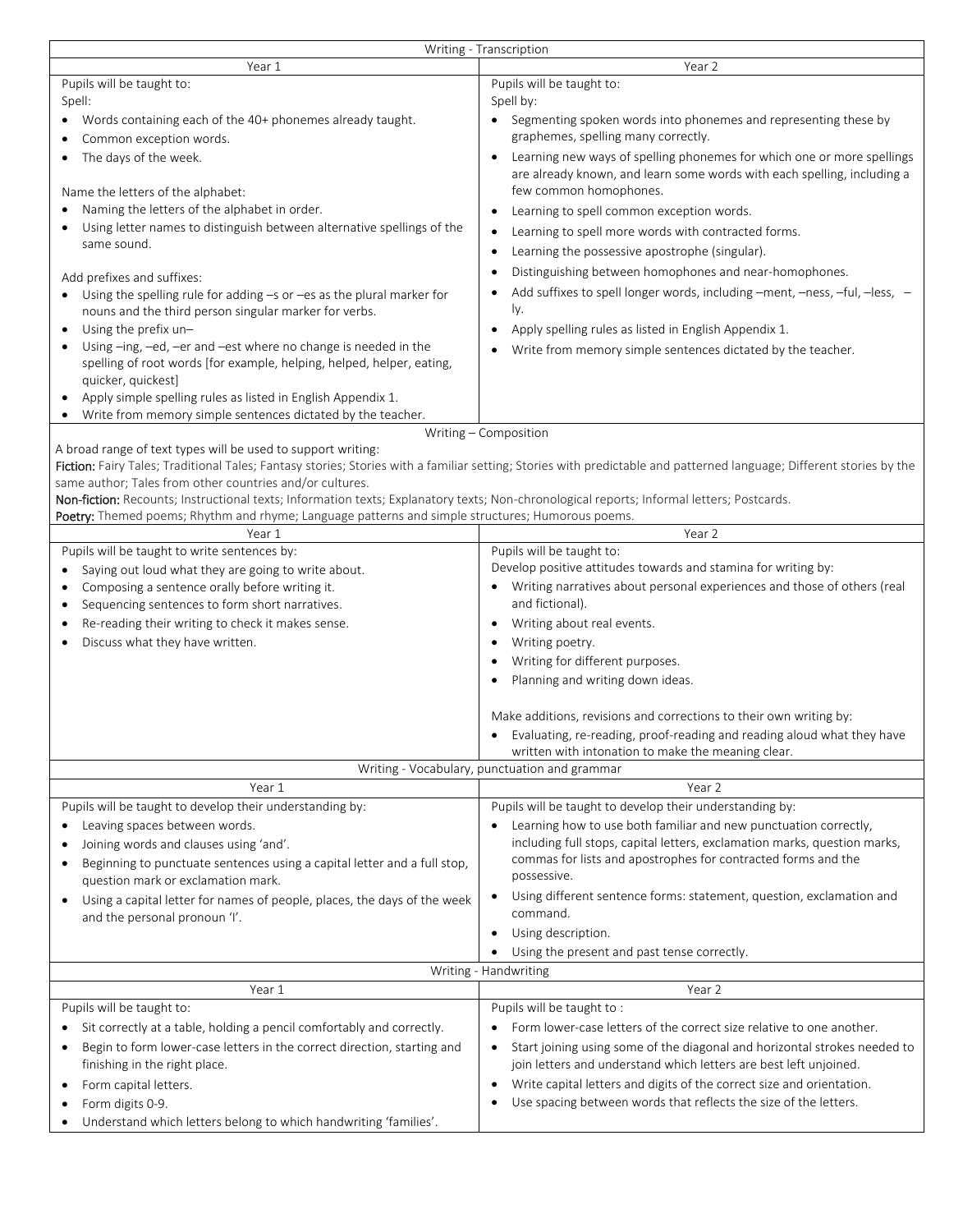## Writing - Transcription

| Year 1 | Year 2 |
| --- | --- |
| Pupils will be taught to:<br>Spell:<br>• Words containing each of the 40+ phonemes already taught.<br>• Common exception words.<br>• The days of the week.<br><br>Name the letters of the alphabet:<br>• Naming the letters of the alphabet in order.<br>• Using letter names to distinguish between alternative spellings of the same sound.<br><br>Add prefixes and suffixes:<br>• Using the spelling rule for adding –s or –es as the plural marker for nouns and the third person singular marker for verbs.<br>• Using the prefix un–<br>• Using –ing, –ed, –er and –est where no change is needed in the spelling of root words [for example, helping, helped, helper, eating, quicker, quickest]<br>• Apply simple spelling rules as listed in English Appendix 1.<br>• Write from memory simple sentences dictated by the teacher. | Pupils will be taught to:<br>Spell by:<br>• Segmenting spoken words into phonemes and representing these by graphemes, spelling many correctly.<br>• Learning new ways of spelling phonemes for which one or more spellings are already known, and learn some words with each spelling, including a few common homophones.<br>• Learning to spell common exception words.<br>• Learning to spell more words with contracted forms.<br>• Learning the possessive apostrophe (singular).<br>• Distinguishing between homophones and near-homophones.<br>• Add suffixes to spell longer words, including –ment, –ness, –ful, –less, –ly.<br>• Apply spelling rules as listed in English Appendix 1.<br>• Write from memory simple sentences dictated by the teacher. |

## Writing – Composition

A broad range of text types will be used to support writing:

**Fiction:** Fairy Tales; Traditional Tales; Fantasy stories; Stories with a familiar setting; Stories with predictable and patterned language; Different stories by the same author; Tales from other countries and/or cultures.

**Non-fiction:** Recounts; Instructional texts; Information texts; Explanatory texts; Non-chronological reports; Informal letters; Postcards.

**Poetry:** Themed poems; Rhythm and rhyme; Language patterns and simple structures; Humorous poems.

| Year 1 | Year 2 |
| --- | --- |
| Pupils will be taught to write sentences by:<br>• Saying out loud what they are going to write about.<br>• Composing a sentence orally before writing it.<br>• Sequencing sentences to form short narratives.<br>• Re-reading their writing to check it makes sense.<br>• Discuss what they have written. | Pupils will be taught to:<br>Develop positive attitudes towards and stamina for writing by:<br>• Writing narratives about personal experiences and those of others (real and fictional).<br>• Writing about real events.<br>• Writing poetry.<br>• Writing for different purposes.<br>• Planning and writing down ideas.<br><br>Make additions, revisions and corrections to their own writing by:<br>• Evaluating, re-reading, proof-reading and reading aloud what they have written with intonation to make the meaning clear. |

## Writing - Vocabulary, punctuation and grammar

| Year 1 | Year 2 |
| --- | --- |
| Pupils will be taught to develop their understanding by:<br>• Leaving spaces between words.<br>• Joining words and clauses using 'and'.<br>• Beginning to punctuate sentences using a capital letter and a full stop, question mark or exclamation mark.<br>• Using a capital letter for names of people, places, the days of the week and the personal pronoun 'I'. | Pupils will be taught to develop their understanding by:<br>• Learning how to use both familiar and new punctuation correctly, including full stops, capital letters, exclamation marks, question marks, commas for lists and apostrophes for contracted forms and the possessive.<br>• Using different sentence forms: statement, question, exclamation and command.<br>• Using description.<br>• Using the present and past tense correctly. |

## Writing - Handwriting

| Year 1 | Year 2 |
| --- | --- |
| Pupils will be taught to:<br>• Sit correctly at a table, holding a pencil comfortably and correctly.<br>• Begin to form lower-case letters in the correct direction, starting and finishing in the right place.<br>• Form capital letters.<br>• Form digits 0-9.<br>• Understand which letters belong to which handwriting 'families'. | Pupils will be taught to :<br>• Form lower-case letters of the correct size relative to one another.<br>• Start joining using some of the diagonal and horizontal strokes needed to join letters and understand which letters are best left unjoined.<br>• Write capital letters and digits of the correct size and orientation.<br>• Use spacing between words that reflects the size of the letters. |